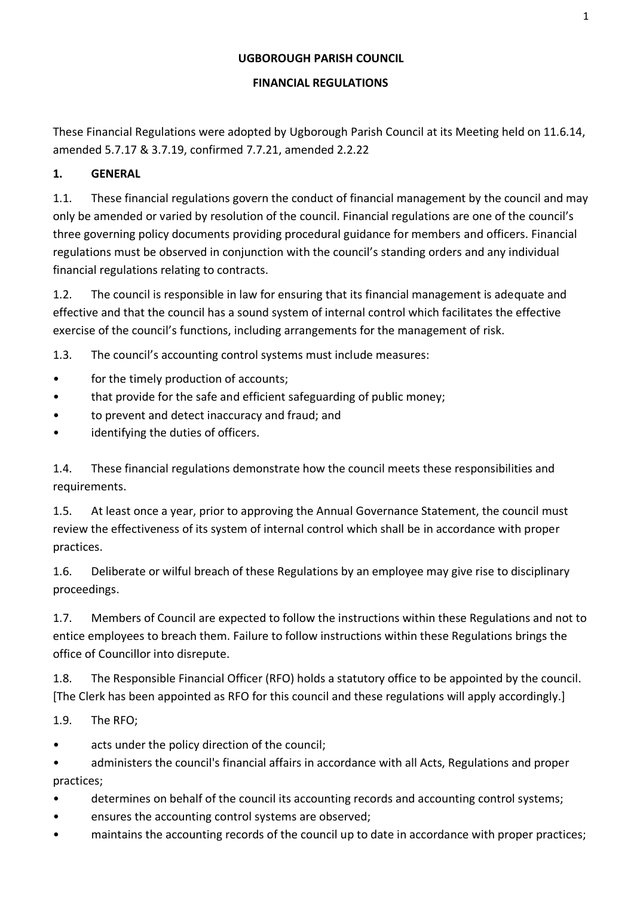# UGBOROUGH PARISH COUNCIL

## FINANCIAL REGULATIONS

These Financial Regulations were adopted by Ugborough Parish Council at its Meeting held on 11.6.14, amended 5.7.17 & 3.7.19, confirmed 7.7.21, amended 2.2.22

### 1. GENERAL

1.1. These financial regulations govern the conduct of financial management by the council and may only be amended or varied by resolution of the council. Financial regulations are one of the council's three governing policy documents providing procedural guidance for members and officers. Financial regulations must be observed in conjunction with the council's standing orders and any individual financial regulations relating to contracts.

1.2. The council is responsible in law for ensuring that its financial management is adequate and effective and that the council has a sound system of internal control which facilitates the effective exercise of the council's functions, including arrangements for the management of risk.

1.3. The council's accounting control systems must include measures:

- for the timely production of accounts;
- that provide for the safe and efficient safeguarding of public money;
- to prevent and detect inaccuracy and fraud; and
- identifying the duties of officers.

1.4. These financial regulations demonstrate how the council meets these responsibilities and requirements.

1.5. At least once a year, prior to approving the Annual Governance Statement, the council must review the effectiveness of its system of internal control which shall be in accordance with proper practices.

1.6. Deliberate or wilful breach of these Regulations by an employee may give rise to disciplinary proceedings.

1.7. Members of Council are expected to follow the instructions within these Regulations and not to entice employees to breach them. Failure to follow instructions within these Regulations brings the office of Councillor into disrepute.

1.8. The Responsible Financial Officer (RFO) holds a statutory office to be appointed by the council. [The Clerk has been appointed as RFO for this council and these regulations will apply accordingly.]

1.9. The RFO;

- acts under the policy direction of the council;
- administers the council's financial affairs in accordance with all Acts, Regulations and proper practices;
- determines on behalf of the council its accounting records and accounting control systems;
- ensures the accounting control systems are observed;
- maintains the accounting records of the council up to date in accordance with proper practices;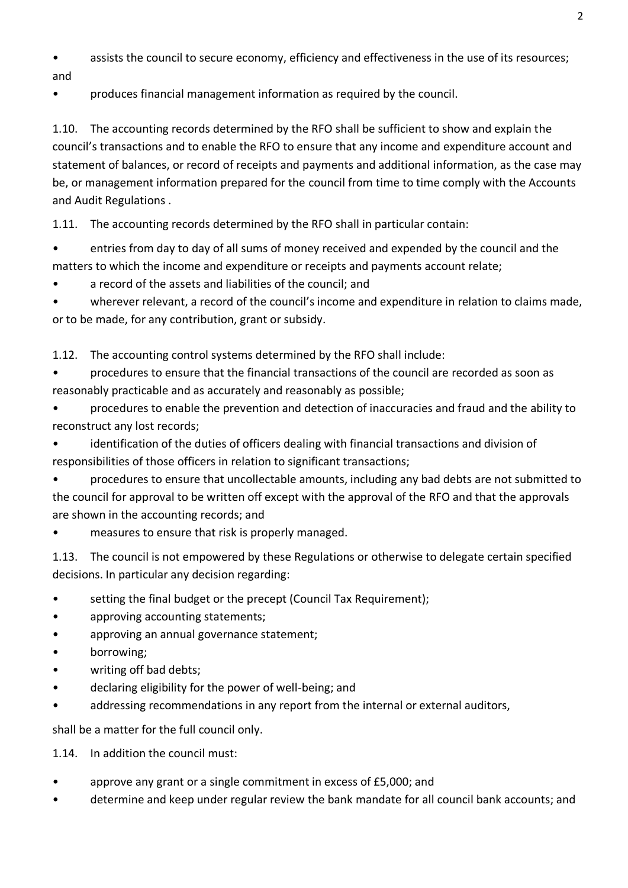- assists the council to secure economy, efficiency and effectiveness in the use of its resources; and
- produces financial management information as required by the council.

1.10. The accounting records determined by the RFO shall be sufficient to show and explain the council's transactions and to enable the RFO to ensure that any income and expenditure account and statement of balances, or record of receipts and payments and additional information, as the case may be, or management information prepared for the council from time to time comply with the Accounts and Audit Regulations .

1.11. The accounting records determined by the RFO shall in particular contain:

- entries from day to day of all sums of money received and expended by the council and the matters to which the income and expenditure or receipts and payments account relate;
- a record of the assets and liabilities of the council; and
- wherever relevant, a record of the council's income and expenditure in relation to claims made, or to be made, for any contribution, grant or subsidy.

1.12. The accounting control systems determined by the RFO shall include:

- procedures to ensure that the financial transactions of the council are recorded as soon as reasonably practicable and as accurately and reasonably as possible;
- procedures to enable the prevention and detection of inaccuracies and fraud and the ability to reconstruct any lost records;
- identification of the duties of officers dealing with financial transactions and division of responsibilities of those officers in relation to significant transactions;
- procedures to ensure that uncollectable amounts, including any bad debts are not submitted to the council for approval to be written off except with the approval of the RFO and that the approvals are shown in the accounting records; and
- measures to ensure that risk is properly managed.

1.13. The council is not empowered by these Regulations or otherwise to delegate certain specified decisions. In particular any decision regarding:

- setting the final budget or the precept (Council Tax Requirement);
- approving accounting statements;
- approving an annual governance statement;
- borrowing;
- writing off bad debts;
- declaring eligibility for the power of well-being; and
- addressing recommendations in any report from the internal or external auditors,

shall be a matter for the full council only.

1.14. In addition the council must:

- approve any grant or a single commitment in excess of £5,000; and
- determine and keep under regular review the bank mandate for all council bank accounts; and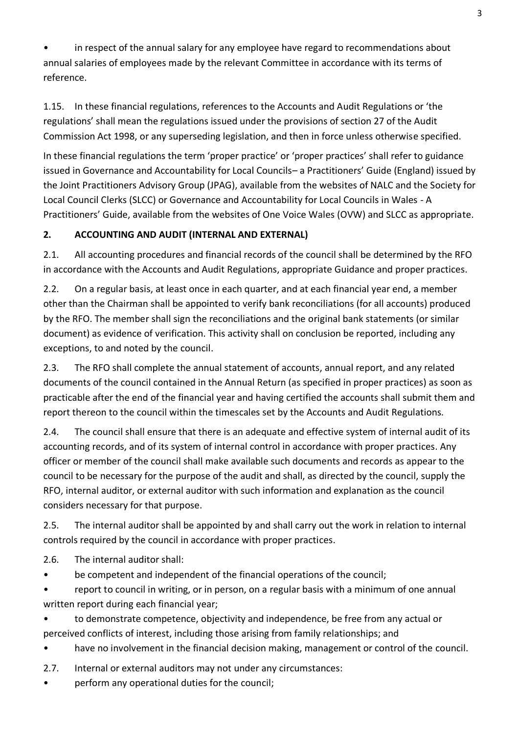- in respect of the annual salary for any employee have regard to recommendations about annual salaries of employees made by the relevant Committee in accordance with its terms of reference.

1.15. In these financial regulations, references to the Accounts and Audit Regulations or 'the regulations' shall mean the regulations issued under the provisions of section 27 of the Audit Commission Act 1998, or any superseding legislation, and then in force unless otherwise specified.

In these financial regulations the term 'proper practice' or 'proper practices' shall refer to guidance issued in Governance and Accountability for Local Councils– a Practitioners' Guide (England) issued by the Joint Practitioners Advisory Group (JPAG), available from the websites of NALC and the Society for Local Council Clerks (SLCC) or Governance and Accountability for Local Councils in Wales - A Practitioners' Guide, available from the websites of One Voice Wales (OVW) and SLCC as appropriate.

## 2. ACCOUNTING AND AUDIT (INTERNAL AND EXTERNAL)

2.1. All accounting procedures and financial records of the council shall be determined by the RFO in accordance with the Accounts and Audit Regulations, appropriate Guidance and proper practices.

2.2. On a regular basis, at least once in each quarter, and at each financial year end, a member other than the Chairman shall be appointed to verify bank reconciliations (for all accounts) produced by the RFO. The member shall sign the reconciliations and the original bank statements (or similar document) as evidence of verification. This activity shall on conclusion be reported, including any exceptions, to and noted by the council.

2.3. The RFO shall complete the annual statement of accounts, annual report, and any related documents of the council contained in the Annual Return (as specified in proper practices) as soon as practicable after the end of the financial year and having certified the accounts shall submit them and report thereon to the council within the timescales set by the Accounts and Audit Regulations.

2.4. The council shall ensure that there is an adequate and effective system of internal audit of its accounting records, and of its system of internal control in accordance with proper practices. Any officer or member of the council shall make available such documents and records as appear to the council to be necessary for the purpose of the audit and shall, as directed by the council, supply the RFO, internal auditor, or external auditor with such information and explanation as the council considers necessary for that purpose.

2.5. The internal auditor shall be appointed by and shall carry out the work in relation to internal controls required by the council in accordance with proper practices.

2.6. The internal auditor shall:

- be competent and independent of the financial operations of the council;
- report to council in writing, or in person, on a regular basis with a minimum of one annual written report during each financial year;
- to demonstrate competence, objectivity and independence, be free from any actual or perceived conflicts of interest, including those arising from family relationships; and
- have no involvement in the financial decision making, management or control of the council.

2.7. Internal or external auditors may not under any circumstances:

- perform any operational duties for the council;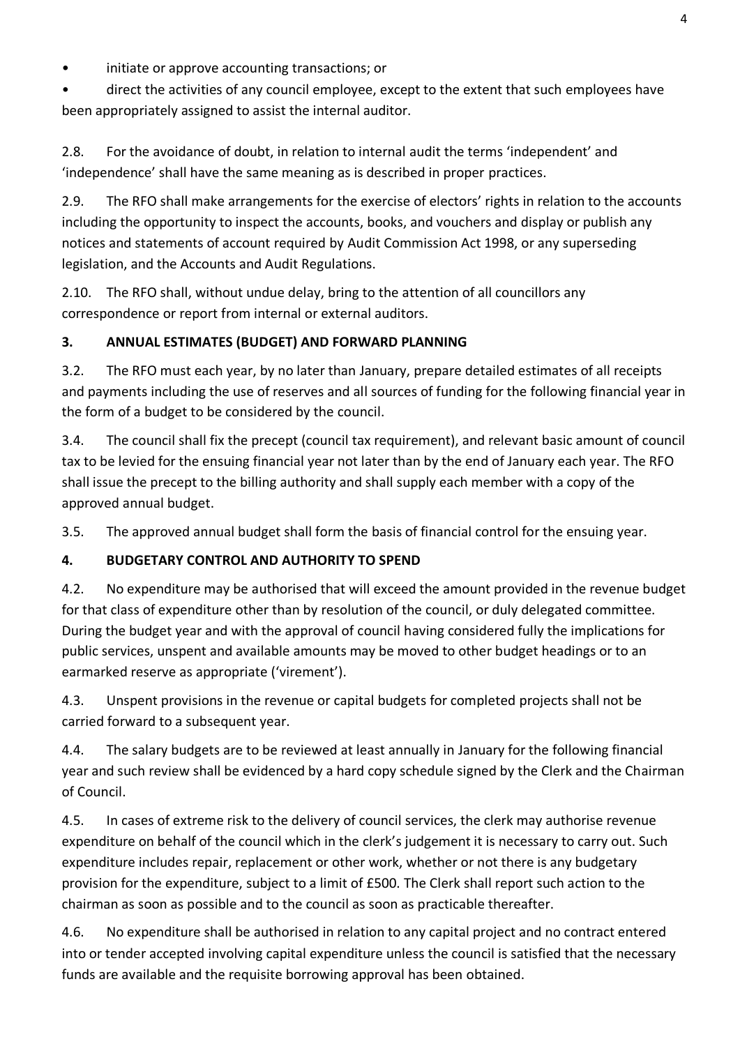- initiate or approve accounting transactions; or
- direct the activities of any council employee, except to the extent that such employees have been appropriately assigned to assist the internal auditor.

2.8. For the avoidance of doubt, in relation to internal audit the terms 'independent' and 'independence' shall have the same meaning as is described in proper practices.

2.9. The RFO shall make arrangements for the exercise of electors' rights in relation to the accounts including the opportunity to inspect the accounts, books, and vouchers and display or publish any notices and statements of account required by Audit Commission Act 1998, or any superseding legislation, and the Accounts and Audit Regulations.

2.10. The RFO shall, without undue delay, bring to the attention of all councillors any correspondence or report from internal or external auditors.

## 3. ANNUAL ESTIMATES (BUDGET) AND FORWARD PLANNING

3.2. The RFO must each year, by no later than January, prepare detailed estimates of all receipts and payments including the use of reserves and all sources of funding for the following financial year in the form of a budget to be considered by the council.

3.4. The council shall fix the precept (council tax requirement), and relevant basic amount of council tax to be levied for the ensuing financial year not later than by the end of January each year. The RFO shall issue the precept to the billing authority and shall supply each member with a copy of the approved annual budget.

3.5. The approved annual budget shall form the basis of financial control for the ensuing year.

## 4. BUDGETARY CONTROL AND AUTHORITY TO SPEND

4.2. No expenditure may be authorised that will exceed the amount provided in the revenue budget for that class of expenditure other than by resolution of the council, or duly delegated committee. During the budget year and with the approval of council having considered fully the implications for public services, unspent and available amounts may be moved to other budget headings or to an earmarked reserve as appropriate ('virement').

4.3. Unspent provisions in the revenue or capital budgets for completed projects shall not be carried forward to a subsequent year.

4.4. The salary budgets are to be reviewed at least annually in January for the following financial year and such review shall be evidenced by a hard copy schedule signed by the Clerk and the Chairman of Council.

4.5. In cases of extreme risk to the delivery of council services, the clerk may authorise revenue expenditure on behalf of the council which in the clerk's judgement it is necessary to carry out. Such expenditure includes repair, replacement or other work, whether or not there is any budgetary provision for the expenditure, subject to a limit of £500. The Clerk shall report such action to the chairman as soon as possible and to the council as soon as practicable thereafter.

4.6. No expenditure shall be authorised in relation to any capital project and no contract entered into or tender accepted involving capital expenditure unless the council is satisfied that the necessary funds are available and the requisite borrowing approval has been obtained.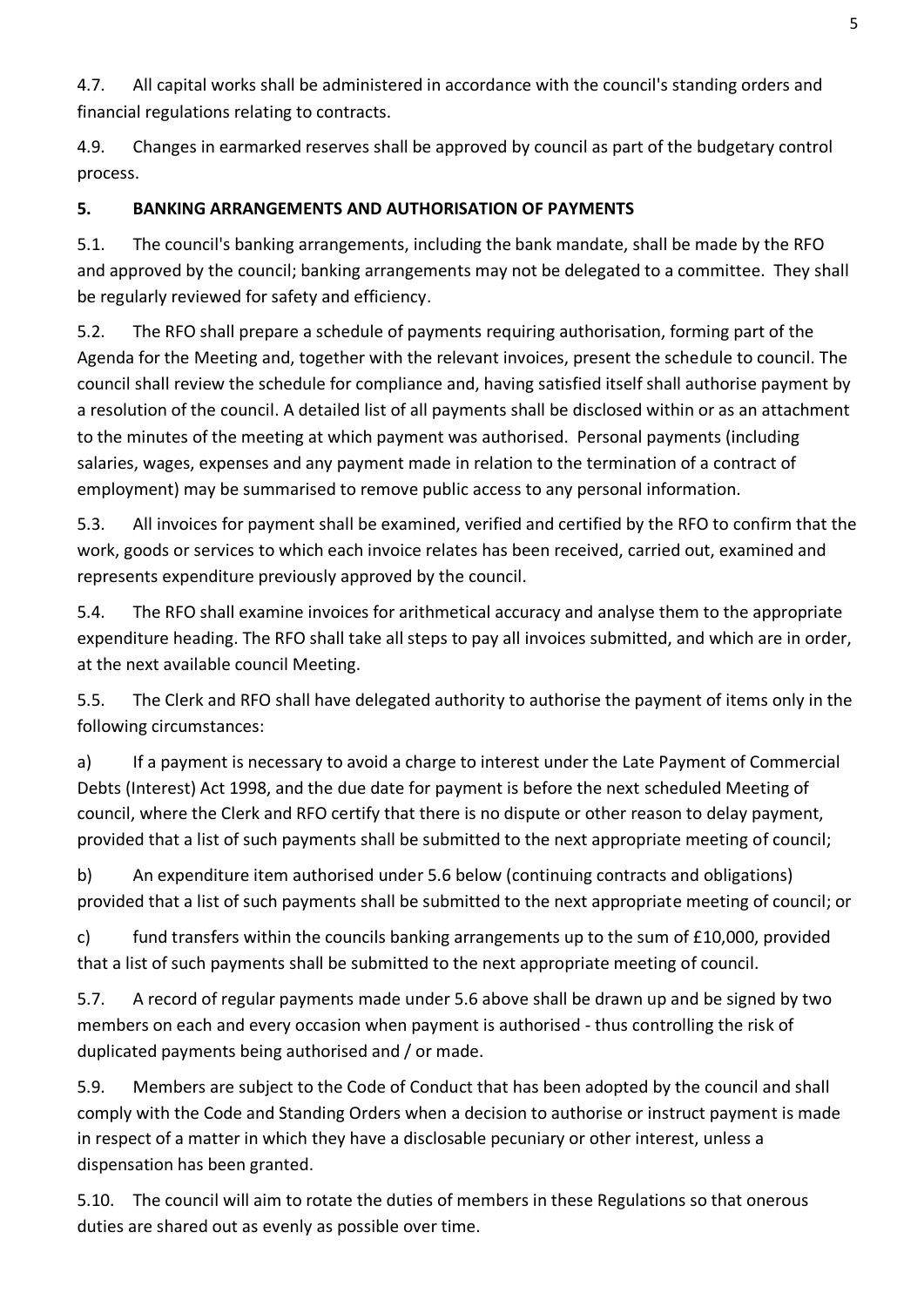4.7. All capital works shall be administered in accordance with the council's standing orders and financial regulations relating to contracts.

4.9. Changes in earmarked reserves shall be approved by council as part of the budgetary control process.

**5. BANKING ARRANGEMENTS AND AUTHORISATION OF PAYMENTS**

5.1. The council's banking arrangements, including the bank mandate, shall be made by the RFO and approved by the council; banking arrangements may not be delegated to a committee. They shall be regularly reviewed for safety and efficiency.

5.2. The RFO shall prepare a schedule of payments requiring authorisation, forming part of the Agenda for the Meeting and, together with the relevant invoices, present the schedule to council. The council shall review the schedule for compliance and, having satisfied itself shall authorise payment by a resolution of the council. A detailed list of all payments shall be disclosed within or as an attachment to the minutes of the meeting at which payment was authorised. Personal payments (including salaries, wages, expenses and any payment made in relation to the termination of a contract of employment) may be summarised to remove public access to any personal information.

5.3. All invoices for payment shall be examined, verified and certified by the RFO to confirm that the work, goods or services to which each invoice relates has been received, carried out, examined and represents expenditure previously approved by the council.

5.4. The RFO shall examine invoices for arithmetical accuracy and analyse them to the appropriate expenditure heading. The RFO shall take all steps to pay all invoices submitted, and which are in order, at the next available council Meeting.

5.5. The Clerk and RFO shall have delegated authority to authorise the payment of items only in the following circumstances:

a) If a payment is necessary to avoid a charge to interest under the Late Payment of Commercial Debts (Interest) Act 1998, and the due date for payment is before the next scheduled Meeting of council, where the Clerk and RFO certify that there is no dispute or other reason to delay payment, provided that a list of such payments shall be submitted to the next appropriate meeting of council;

b) An expenditure item authorised under 5.6 below (continuing contracts and obligations) provided that a list of such payments shall be submitted to the next appropriate meeting of council; or

c) fund transfers within the councils banking arrangements up to the sum of £10,000, provided that a list of such payments shall be submitted to the next appropriate meeting of council.

5.7. A record of regular payments made under 5.6 above shall be drawn up and be signed by two members on each and every occasion when payment is authorised - thus controlling the risk of duplicated payments being authorised and / or made.

5.9. Members are subject to the Code of Conduct that has been adopted by the council and shall comply with the Code and Standing Orders when a decision to authorise or instruct payment is made in respect of a matter in which they have a disclosable pecuniary or other interest, unless a dispensation has been granted.

5.10. The council will aim to rotate the duties of members in these Regulations so that onerous duties are shared out as evenly as possible over time.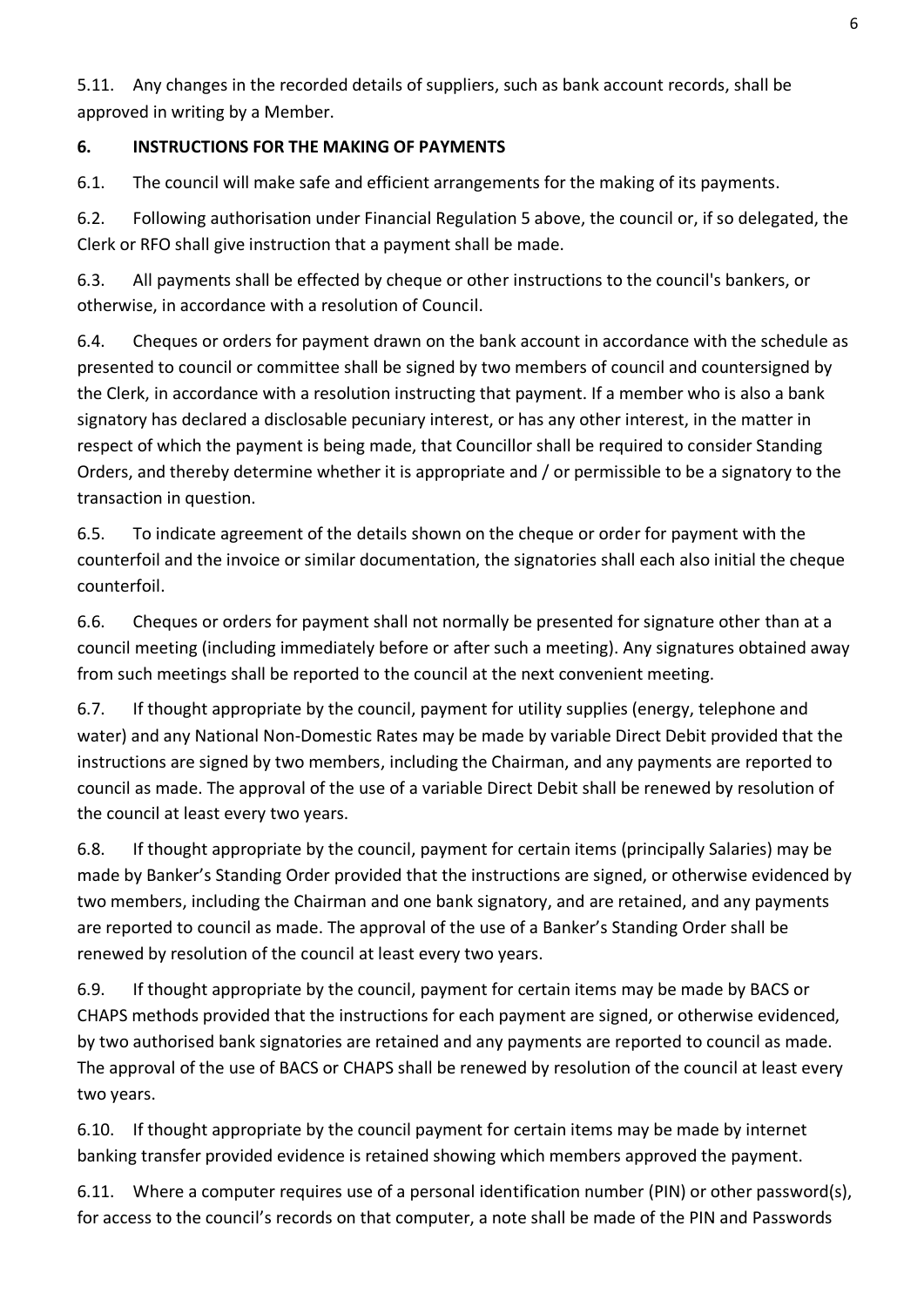5.11. Any changes in the recorded details of suppliers, such as bank account records, shall be approved in writing by a Member.

## 6. INSTRUCTIONS FOR THE MAKING OF PAYMENTS

6.1. The council will make safe and efficient arrangements for the making of its payments.

6.2. Following authorisation under Financial Regulation 5 above, the council or, if so delegated, the Clerk or RFO shall give instruction that a payment shall be made.

6.3. All payments shall be effected by cheque or other instructions to the council's bankers, or otherwise, in accordance with a resolution of Council.

6.4. Cheques or orders for payment drawn on the bank account in accordance with the schedule as presented to council or committee shall be signed by two members of council and countersigned by the Clerk, in accordance with a resolution instructing that payment. If a member who is also a bank signatory has declared a disclosable pecuniary interest, or has any other interest, in the matter in respect of which the payment is being made, that Councillor shall be required to consider Standing Orders, and thereby determine whether it is appropriate and / or permissible to be a signatory to the transaction in question.

6.5. To indicate agreement of the details shown on the cheque or order for payment with the counterfoil and the invoice or similar documentation, the signatories shall each also initial the cheque counterfoil.

6.6. Cheques or orders for payment shall not normally be presented for signature other than at a council meeting (including immediately before or after such a meeting). Any signatures obtained away from such meetings shall be reported to the council at the next convenient meeting.

6.7. If thought appropriate by the council, payment for utility supplies (energy, telephone and water) and any National Non-Domestic Rates may be made by variable Direct Debit provided that the instructions are signed by two members, including the Chairman, and any payments are reported to council as made. The approval of the use of a variable Direct Debit shall be renewed by resolution of the council at least every two years.

6.8. If thought appropriate by the council, payment for certain items (principally Salaries) may be made by Banker's Standing Order provided that the instructions are signed, or otherwise evidenced by two members, including the Chairman and one bank signatory, and are retained, and any payments are reported to council as made. The approval of the use of a Banker's Standing Order shall be renewed by resolution of the council at least every two years.

6.9. If thought appropriate by the council, payment for certain items may be made by BACS or CHAPS methods provided that the instructions for each payment are signed, or otherwise evidenced, by two authorised bank signatories are retained and any payments are reported to council as made. The approval of the use of BACS or CHAPS shall be renewed by resolution of the council at least every two years.

6.10. If thought appropriate by the council payment for certain items may be made by internet banking transfer provided evidence is retained showing which members approved the payment.

6.11. Where a computer requires use of a personal identification number (PIN) or other password(s), for access to the council's records on that computer, a note shall be made of the PIN and Passwords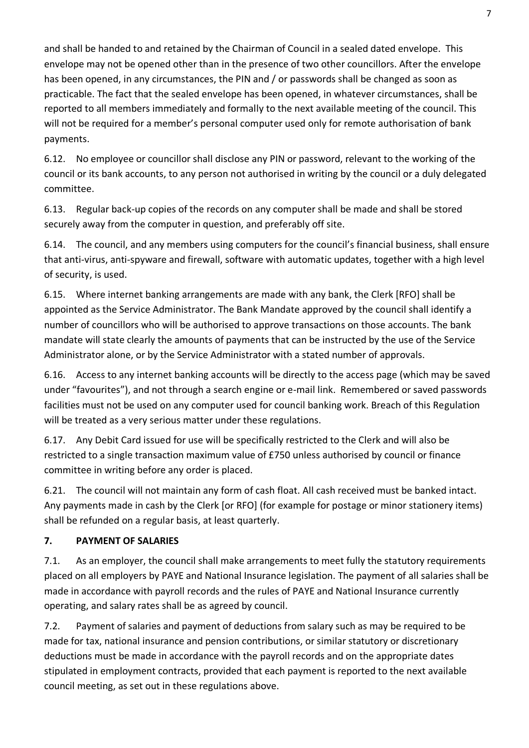and shall be handed to and retained by the Chairman of Council in a sealed dated envelope. This envelope may not be opened other than in the presence of two other councillors. After the envelope has been opened, in any circumstances, the PIN and / or passwords shall be changed as soon as practicable. The fact that the sealed envelope has been opened, in whatever circumstances, shall be reported to all members immediately and formally to the next available meeting of the council. This will not be required for a member's personal computer used only for remote authorisation of bank payments.

6.12. No employee or councillor shall disclose any PIN or password, relevant to the working of the council or its bank accounts, to any person not authorised in writing by the council or a duly delegated committee.

6.13. Regular back-up copies of the records on any computer shall be made and shall be stored securely away from the computer in question, and preferably off site.

6.14. The council, and any members using computers for the council's financial business, shall ensure that anti-virus, anti-spyware and firewall, software with automatic updates, together with a high level of security, is used.

6.15. Where internet banking arrangements are made with any bank, the Clerk [RFO] shall be appointed as the Service Administrator. The Bank Mandate approved by the council shall identify a number of councillors who will be authorised to approve transactions on those accounts. The bank mandate will state clearly the amounts of payments that can be instructed by the use of the Service Administrator alone, or by the Service Administrator with a stated number of approvals.

6.16. Access to any internet banking accounts will be directly to the access page (which may be saved under "favourites"), and not through a search engine or e-mail link. Remembered or saved passwords facilities must not be used on any computer used for council banking work. Breach of this Regulation will be treated as a very serious matter under these regulations.

6.17. Any Debit Card issued for use will be specifically restricted to the Clerk and will also be restricted to a single transaction maximum value of £750 unless authorised by council or finance committee in writing before any order is placed.

6.21. The council will not maintain any form of cash float. All cash received must be banked intact. Any payments made in cash by the Clerk [or RFO] (for example for postage or minor stationery items) shall be refunded on a regular basis, at least quarterly.

## 7. PAYMENT OF SALARIES

7.1. As an employer, the council shall make arrangements to meet fully the statutory requirements placed on all employers by PAYE and National Insurance legislation. The payment of all salaries shall be made in accordance with payroll records and the rules of PAYE and National Insurance currently operating, and salary rates shall be as agreed by council.

7.2. Payment of salaries and payment of deductions from salary such as may be required to be made for tax, national insurance and pension contributions, or similar statutory or discretionary deductions must be made in accordance with the payroll records and on the appropriate dates stipulated in employment contracts, provided that each payment is reported to the next available council meeting, as set out in these regulations above.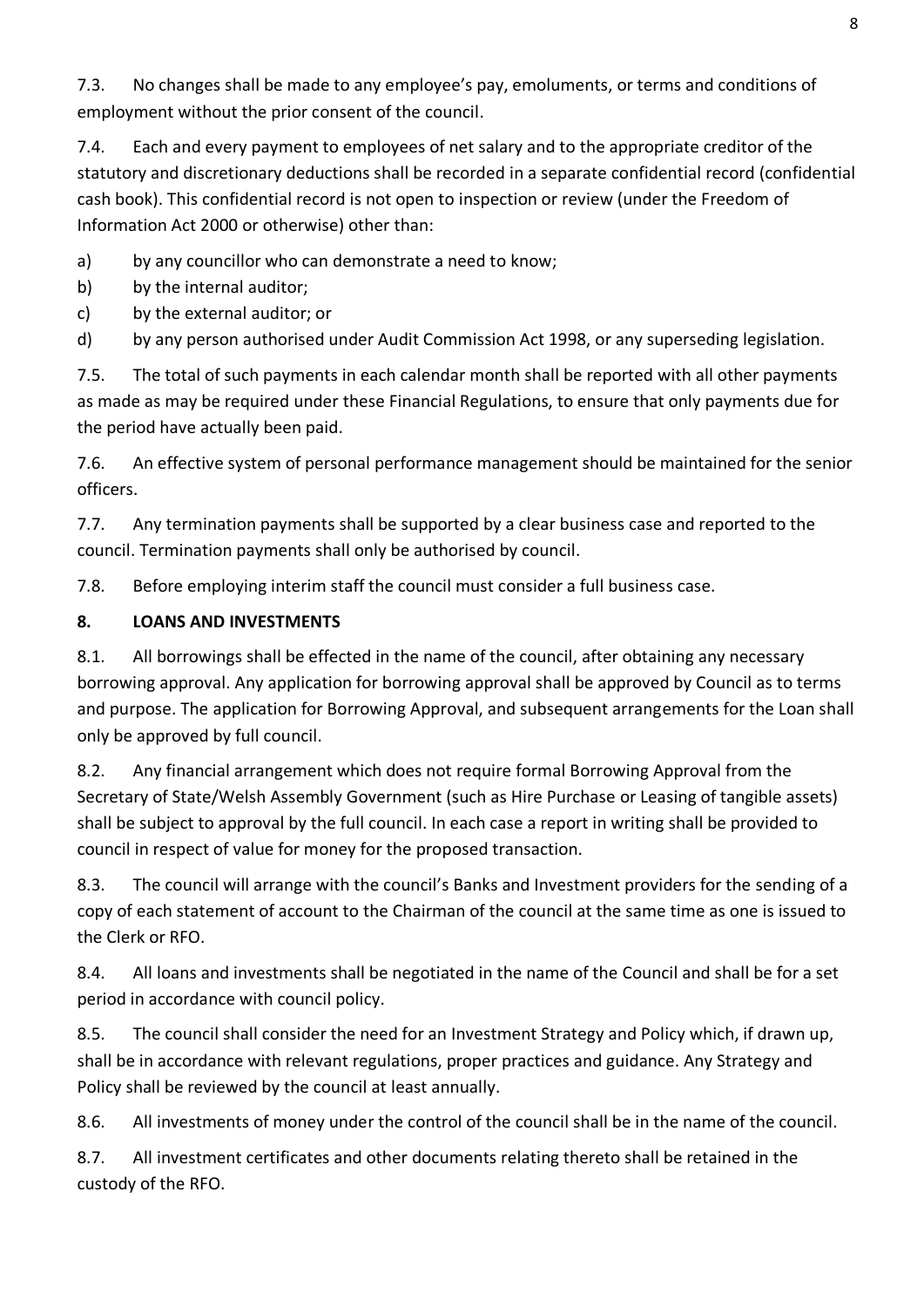7.3. No changes shall be made to any employee's pay, emoluments, or terms and conditions of employment without the prior consent of the council.

7.4. Each and every payment to employees of net salary and to the appropriate creditor of the statutory and discretionary deductions shall be recorded in a separate confidential record (confidential cash book). This confidential record is not open to inspection or review (under the Freedom of Information Act 2000 or otherwise) other than:

a) by any councillor who can demonstrate a need to know;
b) by the internal auditor;
c) by the external auditor; or
d) by any person authorised under Audit Commission Act 1998, or any superseding legislation.

7.5. The total of such payments in each calendar month shall be reported with all other payments as made as may be required under these Financial Regulations, to ensure that only payments due for the period have actually been paid.

7.6. An effective system of personal performance management should be maintained for the senior officers.

7.7. Any termination payments shall be supported by a clear business case and reported to the council. Termination payments shall only be authorised by council.

7.8. Before employing interim staff the council must consider a full business case.

## 8. LOANS AND INVESTMENTS

8.1. All borrowings shall be effected in the name of the council, after obtaining any necessary borrowing approval. Any application for borrowing approval shall be approved by Council as to terms and purpose. The application for Borrowing Approval, and subsequent arrangements for the Loan shall only be approved by full council.

8.2. Any financial arrangement which does not require formal Borrowing Approval from the Secretary of State/Welsh Assembly Government (such as Hire Purchase or Leasing of tangible assets) shall be subject to approval by the full council. In each case a report in writing shall be provided to council in respect of value for money for the proposed transaction.

8.3. The council will arrange with the council's Banks and Investment providers for the sending of a copy of each statement of account to the Chairman of the council at the same time as one is issued to the Clerk or RFO.

8.4. All loans and investments shall be negotiated in the name of the Council and shall be for a set period in accordance with council policy.

8.5. The council shall consider the need for an Investment Strategy and Policy which, if drawn up, shall be in accordance with relevant regulations, proper practices and guidance. Any Strategy and Policy shall be reviewed by the council at least annually.

8.6. All investments of money under the control of the council shall be in the name of the council.

8.7. All investment certificates and other documents relating thereto shall be retained in the custody of the RFO.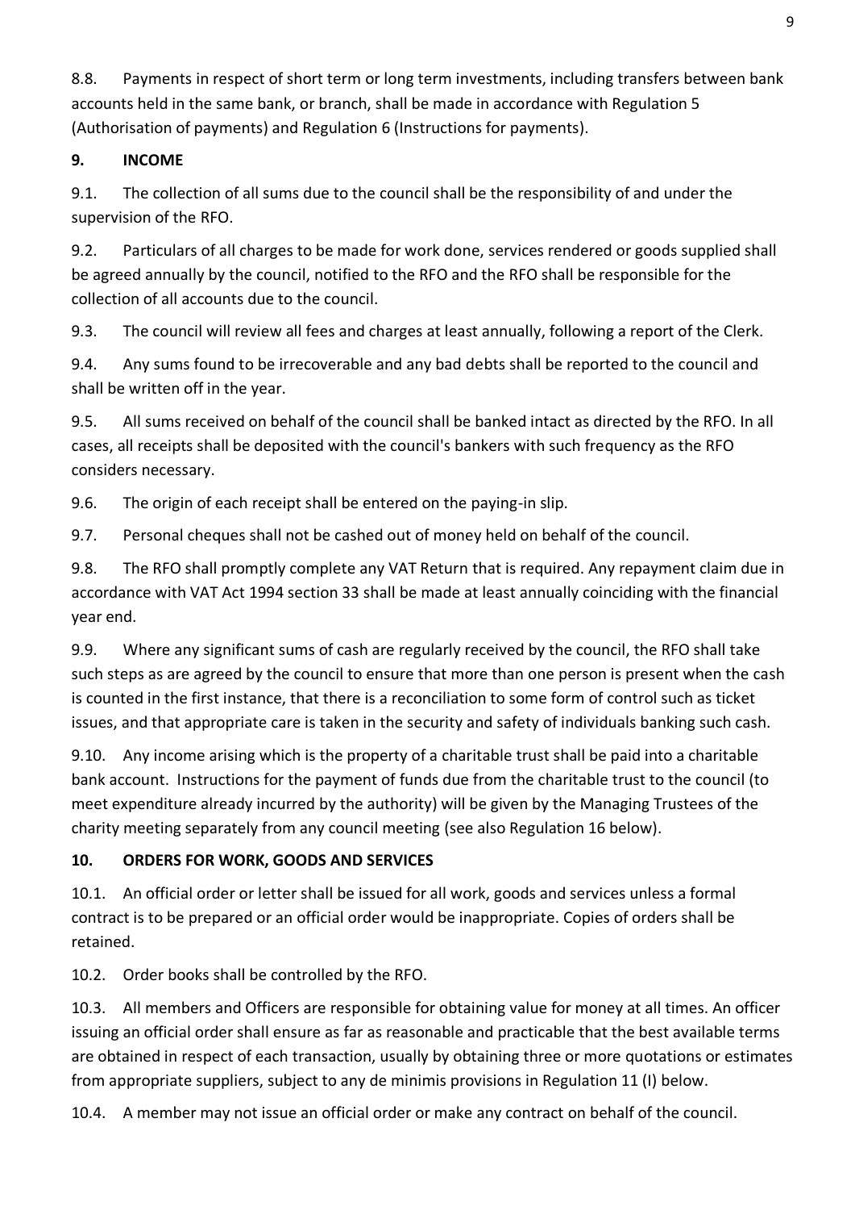8.8. Payments in respect of short term or long term investments, including transfers between bank accounts held in the same bank, or branch, shall be made in accordance with Regulation 5 (Authorisation of payments) and Regulation 6 (Instructions for payments).

## 9. INCOME

9.1. The collection of all sums due to the council shall be the responsibility of and under the supervision of the RFO.

9.2. Particulars of all charges to be made for work done, services rendered or goods supplied shall be agreed annually by the council, notified to the RFO and the RFO shall be responsible for the collection of all accounts due to the council.

9.3. The council will review all fees and charges at least annually, following a report of the Clerk.

9.4. Any sums found to be irrecoverable and any bad debts shall be reported to the council and shall be written off in the year.

9.5. All sums received on behalf of the council shall be banked intact as directed by the RFO. In all cases, all receipts shall be deposited with the council's bankers with such frequency as the RFO considers necessary.

9.6. The origin of each receipt shall be entered on the paying-in slip.

9.7. Personal cheques shall not be cashed out of money held on behalf of the council.

9.8. The RFO shall promptly complete any VAT Return that is required. Any repayment claim due in accordance with VAT Act 1994 section 33 shall be made at least annually coinciding with the financial year end.

9.9. Where any significant sums of cash are regularly received by the council, the RFO shall take such steps as are agreed by the council to ensure that more than one person is present when the cash is counted in the first instance, that there is a reconciliation to some form of control such as ticket issues, and that appropriate care is taken in the security and safety of individuals banking such cash.

9.10. Any income arising which is the property of a charitable trust shall be paid into a charitable bank account. Instructions for the payment of funds due from the charitable trust to the council (to meet expenditure already incurred by the authority) will be given by the Managing Trustees of the charity meeting separately from any council meeting (see also Regulation 16 below).

## 10. ORDERS FOR WORK, GOODS AND SERVICES

10.1. An official order or letter shall be issued for all work, goods and services unless a formal contract is to be prepared or an official order would be inappropriate. Copies of orders shall be retained.

10.2. Order books shall be controlled by the RFO.

10.3. All members and Officers are responsible for obtaining value for money at all times. An officer issuing an official order shall ensure as far as reasonable and practicable that the best available terms are obtained in respect of each transaction, usually by obtaining three or more quotations or estimates from appropriate suppliers, subject to any de minimis provisions in Regulation 11 (I) below.

10.4. A member may not issue an official order or make any contract on behalf of the council.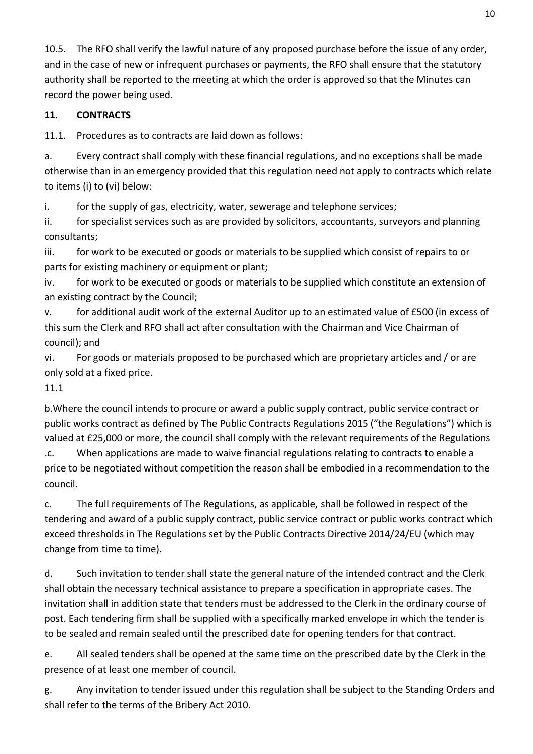10.5. The RFO shall verify the lawful nature of any proposed purchase before the issue of any order, and in the case of new or infrequent purchases or payments, the RFO shall ensure that the statutory authority shall be reported to the meeting at which the order is approved so that the Minutes can record the power being used.

**11. CONTRACTS**

11.1. Procedures as to contracts are laid down as follows:

a. Every contract shall comply with these financial regulations, and no exceptions shall be made otherwise than in an emergency provided that this regulation need not apply to contracts which relate to items (i) to (vi) below:

i. for the supply of gas, electricity, water, sewerage and telephone services;

ii. for specialist services such as are provided by solicitors, accountants, surveyors and planning consultants;

iii. for work to be executed or goods or materials to be supplied which consist of repairs to or parts for existing machinery or equipment or plant;

iv. for work to be executed or goods or materials to be supplied which constitute an extension of an existing contract by the Council;

v. for additional audit work of the external Auditor up to an estimated value of £500 (in excess of this sum the Clerk and RFO shall act after consultation with the Chairman and Vice Chairman of council); and

vi. For goods or materials proposed to be purchased which are proprietary articles and / or are only sold at a fixed price.

11.1

b.Where the council intends to procure or award a public supply contract, public service contract or public works contract as defined by The Public Contracts Regulations 2015 ("the Regulations") which is valued at £25,000 or more, the council shall comply with the relevant requirements of the Regulations .c. When applications are made to waive financial regulations relating to contracts to enable a price to be negotiated without competition the reason shall be embodied in a recommendation to the council.

c. The full requirements of The Regulations, as applicable, shall be followed in respect of the tendering and award of a public supply contract, public service contract or public works contract which exceed thresholds in The Regulations set by the Public Contracts Directive 2014/24/EU (which may change from time to time).

d. Such invitation to tender shall state the general nature of the intended contract and the Clerk shall obtain the necessary technical assistance to prepare a specification in appropriate cases. The invitation shall in addition state that tenders must be addressed to the Clerk in the ordinary course of post. Each tendering firm shall be supplied with a specifically marked envelope in which the tender is to be sealed and remain sealed until the prescribed date for opening tenders for that contract.

e. All sealed tenders shall be opened at the same time on the prescribed date by the Clerk in the presence of at least one member of council.

g. Any invitation to tender issued under this regulation shall be subject to the Standing Orders and shall refer to the terms of the Bribery Act 2010.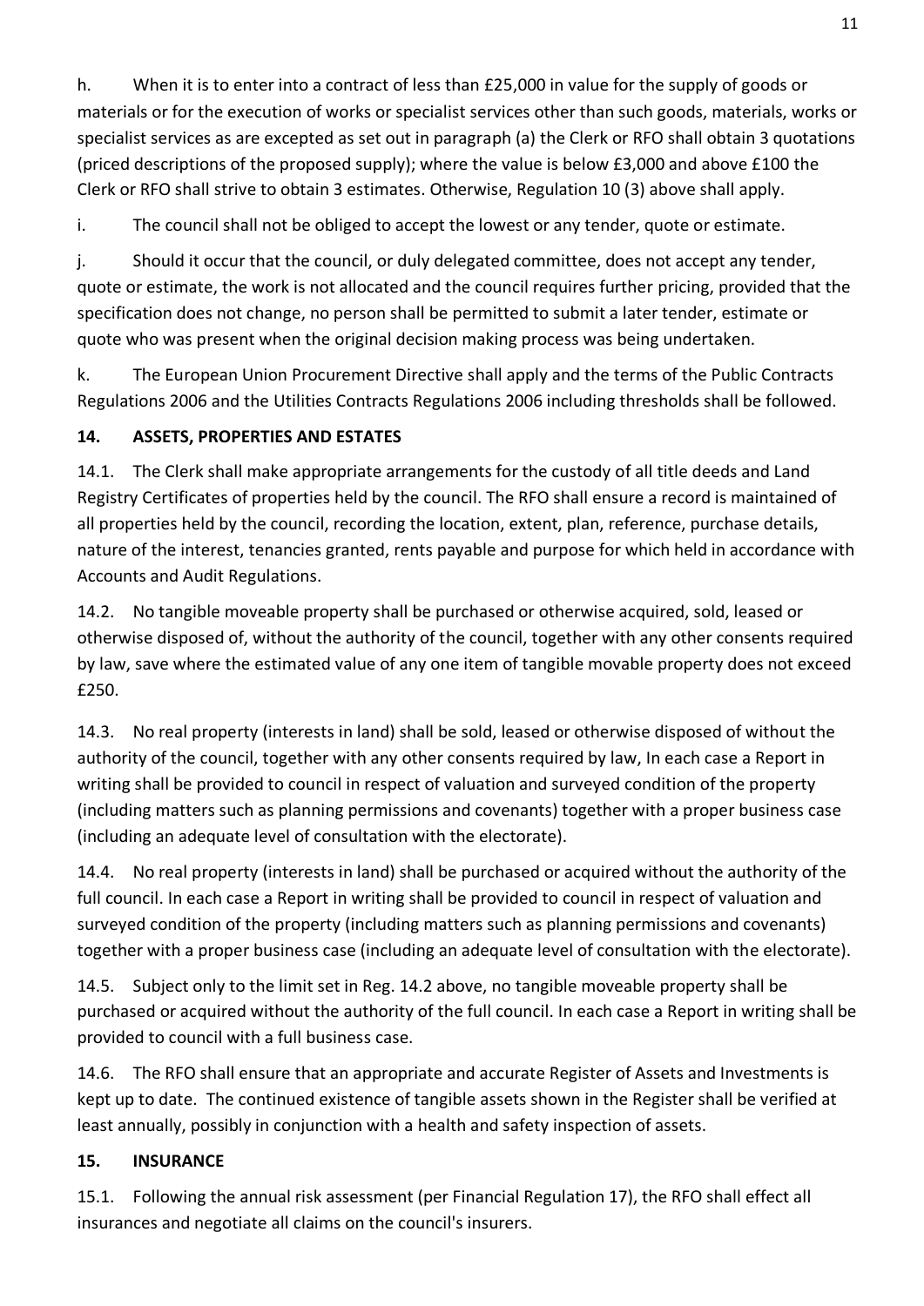h. When it is to enter into a contract of less than £25,000 in value for the supply of goods or materials or for the execution of works or specialist services other than such goods, materials, works or specialist services as are excepted as set out in paragraph (a) the Clerk or RFO shall obtain 3 quotations (priced descriptions of the proposed supply); where the value is below £3,000 and above £100 the Clerk or RFO shall strive to obtain 3 estimates. Otherwise, Regulation 10 (3) above shall apply.

i. The council shall not be obliged to accept the lowest or any tender, quote or estimate.

j. Should it occur that the council, or duly delegated committee, does not accept any tender, quote or estimate, the work is not allocated and the council requires further pricing, provided that the specification does not change, no person shall be permitted to submit a later tender, estimate or quote who was present when the original decision making process was being undertaken.

k. The European Union Procurement Directive shall apply and the terms of the Public Contracts Regulations 2006 and the Utilities Contracts Regulations 2006 including thresholds shall be followed.

## 14. ASSETS, PROPERTIES AND ESTATES

14.1. The Clerk shall make appropriate arrangements for the custody of all title deeds and Land Registry Certificates of properties held by the council. The RFO shall ensure a record is maintained of all properties held by the council, recording the location, extent, plan, reference, purchase details, nature of the interest, tenancies granted, rents payable and purpose for which held in accordance with Accounts and Audit Regulations.

14.2. No tangible moveable property shall be purchased or otherwise acquired, sold, leased or otherwise disposed of, without the authority of the council, together with any other consents required by law, save where the estimated value of any one item of tangible movable property does not exceed £250.

14.3. No real property (interests in land) shall be sold, leased or otherwise disposed of without the authority of the council, together with any other consents required by law, In each case a Report in writing shall be provided to council in respect of valuation and surveyed condition of the property (including matters such as planning permissions and covenants) together with a proper business case (including an adequate level of consultation with the electorate).

14.4. No real property (interests in land) shall be purchased or acquired without the authority of the full council. In each case a Report in writing shall be provided to council in respect of valuation and surveyed condition of the property (including matters such as planning permissions and covenants) together with a proper business case (including an adequate level of consultation with the electorate).

14.5. Subject only to the limit set in Reg. 14.2 above, no tangible moveable property shall be purchased or acquired without the authority of the full council. In each case a Report in writing shall be provided to council with a full business case.

14.6. The RFO shall ensure that an appropriate and accurate Register of Assets and Investments is kept up to date. The continued existence of tangible assets shown in the Register shall be verified at least annually, possibly in conjunction with a health and safety inspection of assets.

## 15. INSURANCE

15.1. Following the annual risk assessment (per Financial Regulation 17), the RFO shall effect all insurances and negotiate all claims on the council's insurers.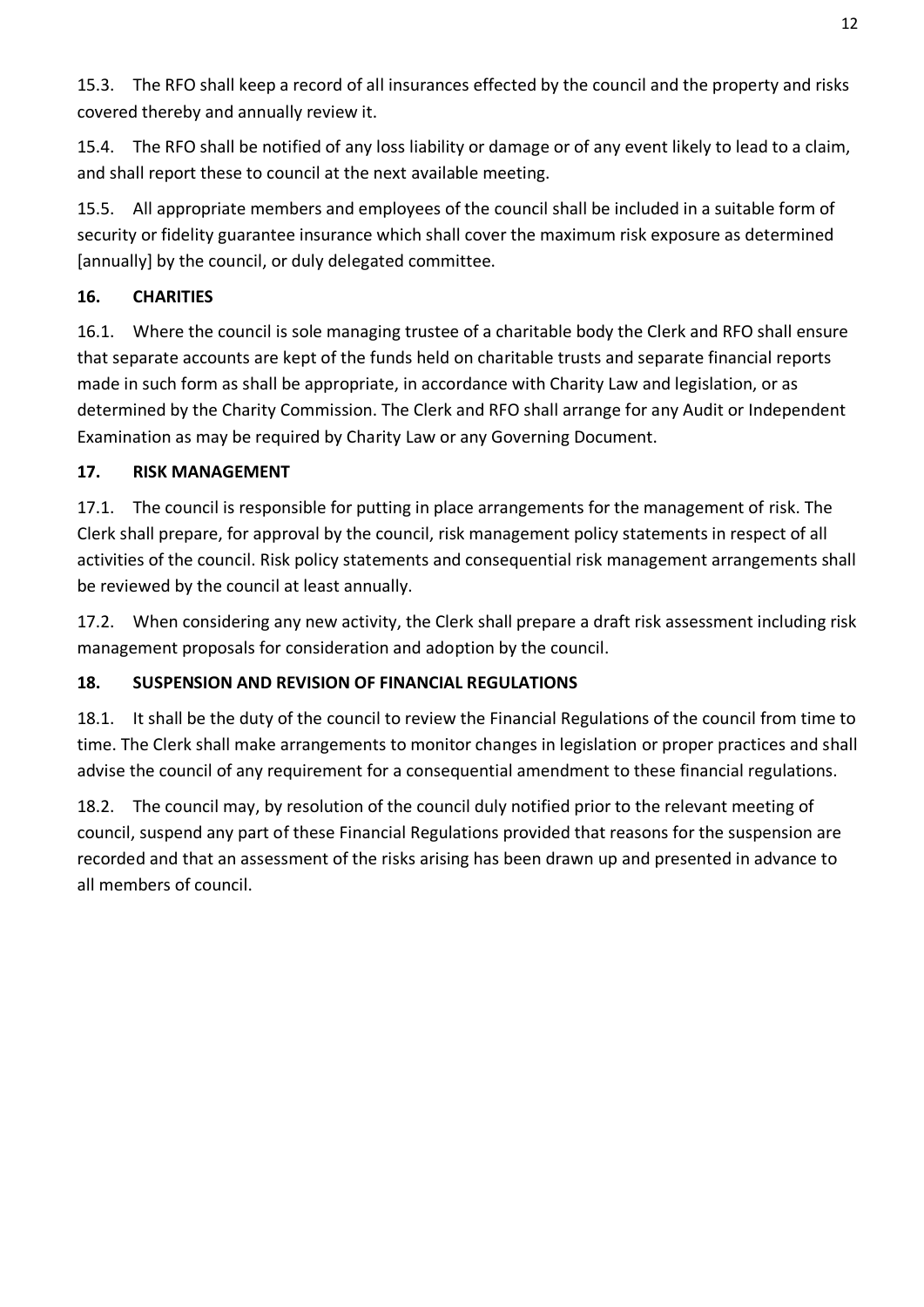15.3. The RFO shall keep a record of all insurances effected by the council and the property and risks covered thereby and annually review it.

15.4. The RFO shall be notified of any loss liability or damage or of any event likely to lead to a claim, and shall report these to council at the next available meeting.

15.5. All appropriate members and employees of the council shall be included in a suitable form of security or fidelity guarantee insurance which shall cover the maximum risk exposure as determined [annually] by the council, or duly delegated committee.

## 16. CHARITIES

16.1. Where the council is sole managing trustee of a charitable body the Clerk and RFO shall ensure that separate accounts are kept of the funds held on charitable trusts and separate financial reports made in such form as shall be appropriate, in accordance with Charity Law and legislation, or as determined by the Charity Commission. The Clerk and RFO shall arrange for any Audit or Independent Examination as may be required by Charity Law or any Governing Document.

## 17. RISK MANAGEMENT

17.1. The council is responsible for putting in place arrangements for the management of risk. The Clerk shall prepare, for approval by the council, risk management policy statements in respect of all activities of the council. Risk policy statements and consequential risk management arrangements shall be reviewed by the council at least annually.

17.2. When considering any new activity, the Clerk shall prepare a draft risk assessment including risk management proposals for consideration and adoption by the council.

## 18. SUSPENSION AND REVISION OF FINANCIAL REGULATIONS

18.1. It shall be the duty of the council to review the Financial Regulations of the council from time to time. The Clerk shall make arrangements to monitor changes in legislation or proper practices and shall advise the council of any requirement for a consequential amendment to these financial regulations.

18.2. The council may, by resolution of the council duly notified prior to the relevant meeting of council, suspend any part of these Financial Regulations provided that reasons for the suspension are recorded and that an assessment of the risks arising has been drawn up and presented in advance to all members of council.